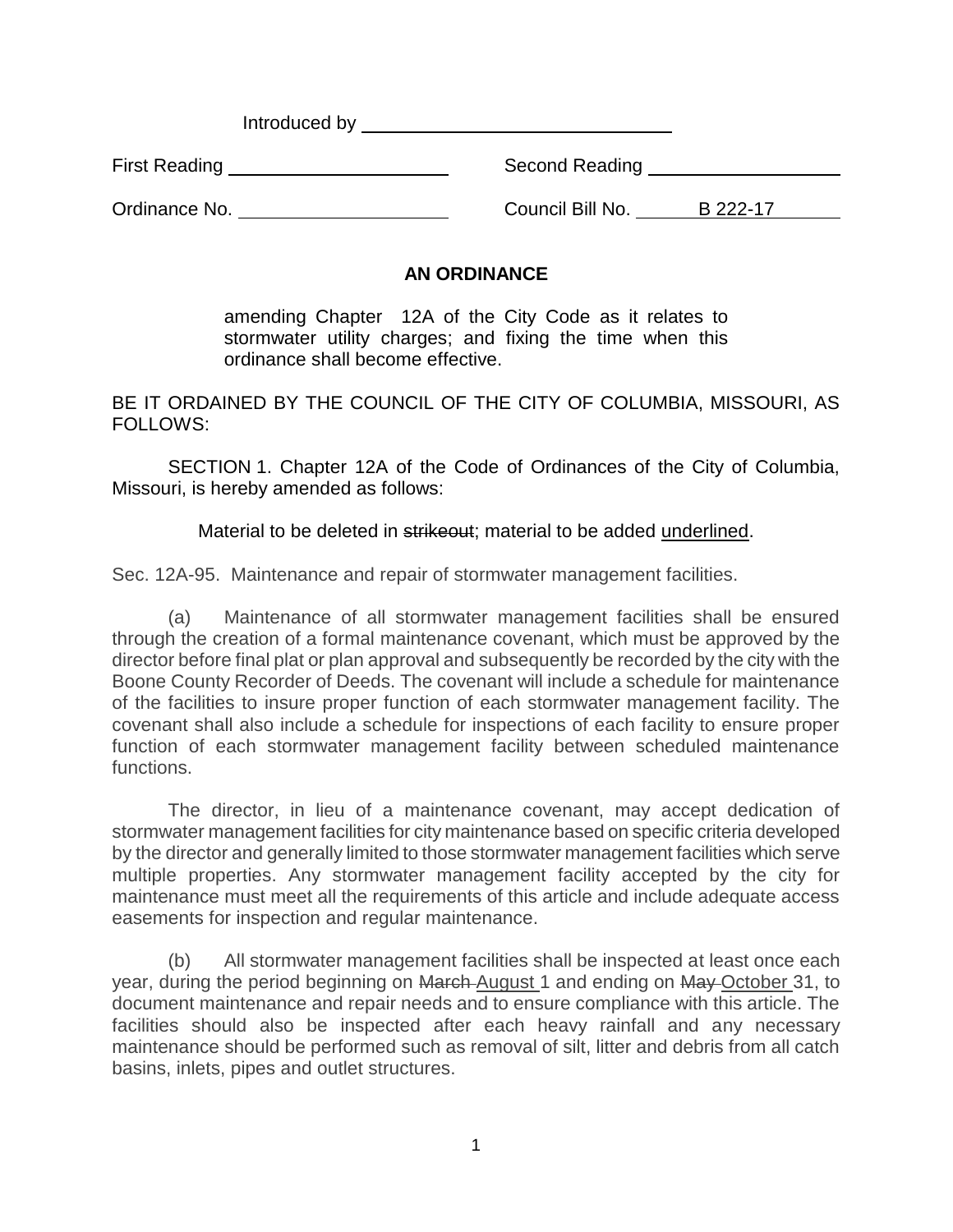Introduced by ______________________________

First Reading ______________________ Second Reading ____________________

Ordinance No. ______________________ Council Bill No. B 222-17

**AN ORDINANCE**

amending Chapter 12A of the City Code as it relates to stormwater utility charges; and fixing the time when this ordinance shall become effective.

BE IT ORDAINED BY THE COUNCIL OF THE CITY OF COLUMBIA, MISSOURI, AS FOLLOWS:

SECTION 1. Chapter 12A of the Code of Ordinances of the City of Columbia, Missouri, is hereby amended as follows:

Material to be deleted in ~~strikeout~~; material to be added <u>underlined</u>.

Sec. 12A-95. Maintenance and repair of stormwater management facilities.

(a) Maintenance of all stormwater management facilities shall be ensured through the creation of a formal maintenance covenant, which must be approved by the director before final plat or plan approval and subsequently be recorded by the city with the Boone County Recorder of Deeds. The covenant will include a schedule for maintenance of the facilities to insure proper function of each stormwater management facility. The covenant shall also include a schedule for inspections of each facility to ensure proper function of each stormwater management facility between scheduled maintenance functions.

The director, in lieu of a maintenance covenant, may accept dedication of stormwater management facilities for city maintenance based on specific criteria developed by the director and generally limited to those stormwater management facilities which serve multiple properties. Any stormwater management facility accepted by the city for maintenance must meet all the requirements of this article and include adequate access easements for inspection and regular maintenance.

(b) All stormwater management facilities shall be inspected at least once each year, during the period beginning on ~~March~~ <u>August</u> 1 and ending on ~~May~~ <u>October</u> 31, to document maintenance and repair needs and to ensure compliance with this article. The facilities should also be inspected after each heavy rainfall and any necessary maintenance should be performed such as removal of silt, litter and debris from all catch basins, inlets, pipes and outlet structures.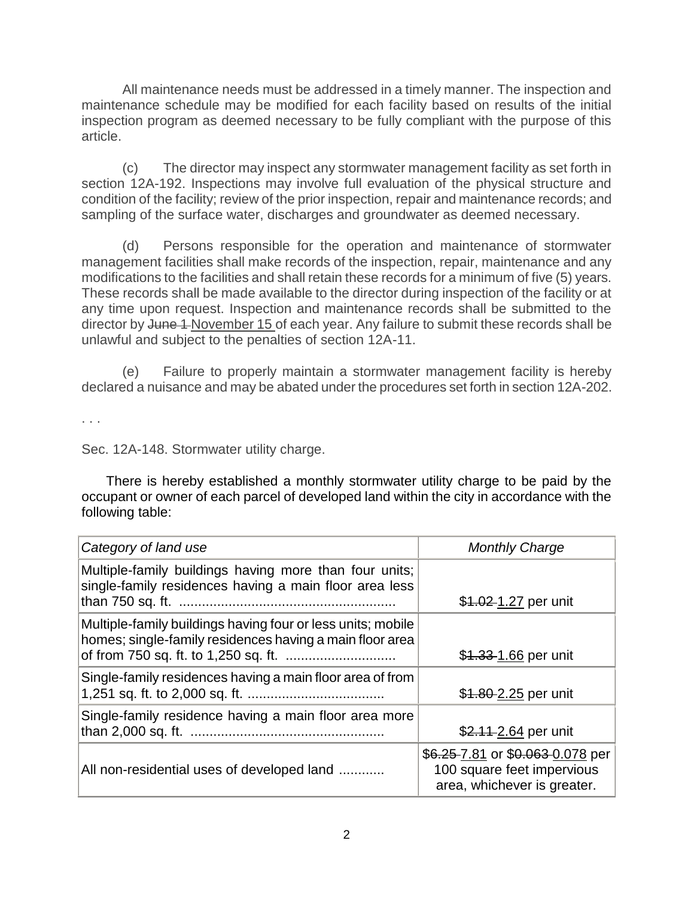All maintenance needs must be addressed in a timely manner. The inspection and maintenance schedule may be modified for each facility based on results of the initial inspection program as deemed necessary to be fully compliant with the purpose of this article.

(c) The director may inspect any stormwater management facility as set forth in section 12A-192. Inspections may involve full evaluation of the physical structure and condition of the facility; review of the prior inspection, repair and maintenance records; and sampling of the surface water, discharges and groundwater as deemed necessary.

(d) Persons responsible for the operation and maintenance of stormwater management facilities shall make records of the inspection, repair, maintenance and any modifications to the facilities and shall retain these records for a minimum of five (5) years. These records shall be made available to the director during inspection of the facility or at any time upon request. Inspection and maintenance records shall be submitted to the director by ~~June 1~~ <u>November 15</u> of each year. Any failure to submit these records shall be unlawful and subject to the penalties of section 12A-11.

(e) Failure to properly maintain a stormwater management facility is hereby declared a nuisance and may be abated under the procedures set forth in section 12A-202.

. . .

Sec. 12A-148. Stormwater utility charge.

There is hereby established a monthly stormwater utility charge to be paid by the occupant or owner of each parcel of developed land within the city in accordance with the following table:

| *Category of land use* | *Monthly Charge* |
|---|---|
| Multiple-family buildings having more than four units; single-family residences having a main floor area less than 750 sq. ft. ........................................................ | $~~1.02~~ <u>1.27</u> per unit |
| Multiple-family buildings having four or less units; mobile homes; single-family residences having a main floor area of from 750 sq. ft. to 1,250 sq. ft. ............................ | $~~1.33~~ <u>1.66</u> per unit |
| Single-family residences having a main floor area of from 1,251 sq. ft. to 2,000 sq. ft. ................................... | $~~1.80~~ <u>2.25</u> per unit |
| Single-family residence having a main floor area more than 2,000 sq. ft. .................................................. | $~~2.11~~ <u>2.64</u> per unit |
| All non-residential uses of developed land ............ | $~~6.25~~ <u>7.81</u> or $~~0.063~~ <u>0.078</u> per 100 square feet impervious area, whichever is greater. |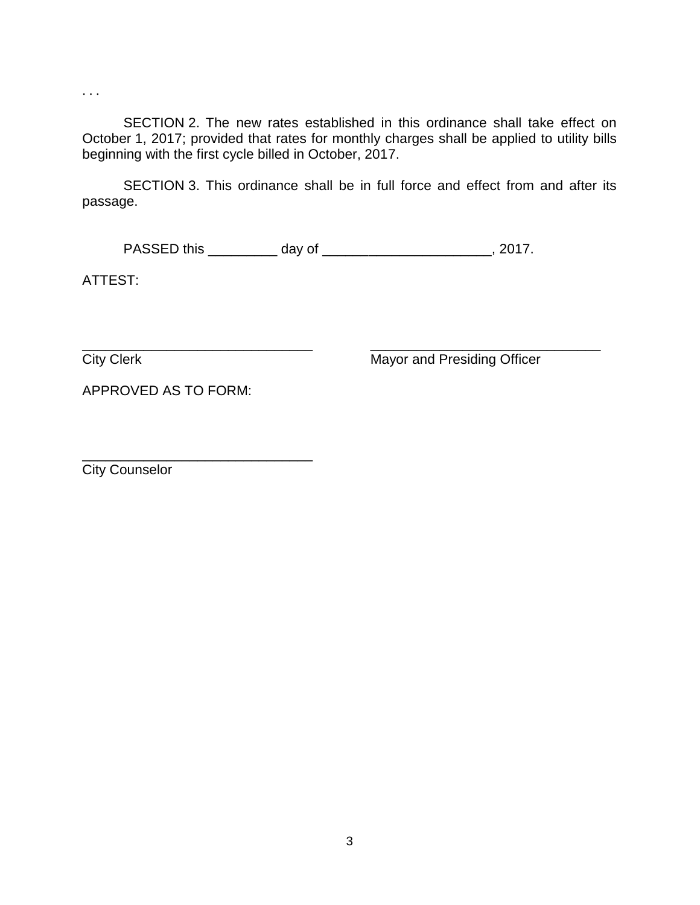. . .

SECTION 2. The new rates established in this ordinance shall take effect on October 1, 2017; provided that rates for monthly charges shall be applied to utility bills beginning with the first cycle billed in October, 2017.

SECTION 3. This ordinance shall be in full force and effect from and after its passage.

PASSED this _________ day of ______________________, 2017.

ATTEST:

_______________________________ _______________________________
City Clerk Mayor and Presiding Officer

APPROVED AS TO FORM:

_______________________________
City Counselor